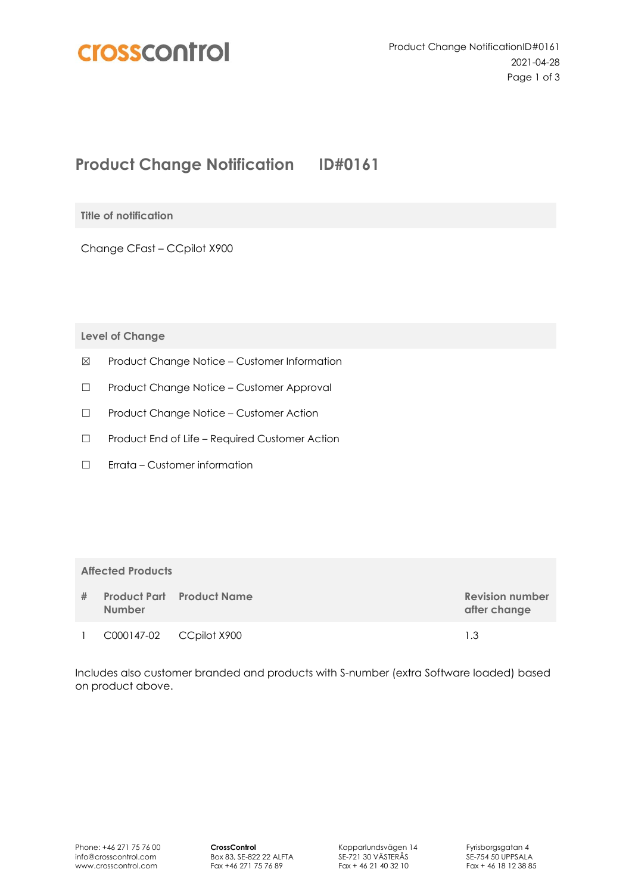# Product Change Notification ID#0161

## Title of notification

Change CFast – CCpilot X900

## Level of Change

☒ Product Change Notice – Customer Information

☐ Product Change Notice – Customer Approval

☐ Product Change Notice – Customer Action

☐ Product End of Life – Required Customer Action

☐ Errata – Customer information

## Affected Products

| # | Product Part Number | Product Name | Revision number after change |
|---|---|---|---|
| 1 | C000147-02 | CCpilot X900 | 1.3 |

Includes also customer branded and products with S-number (extra Software loaded) based on product above.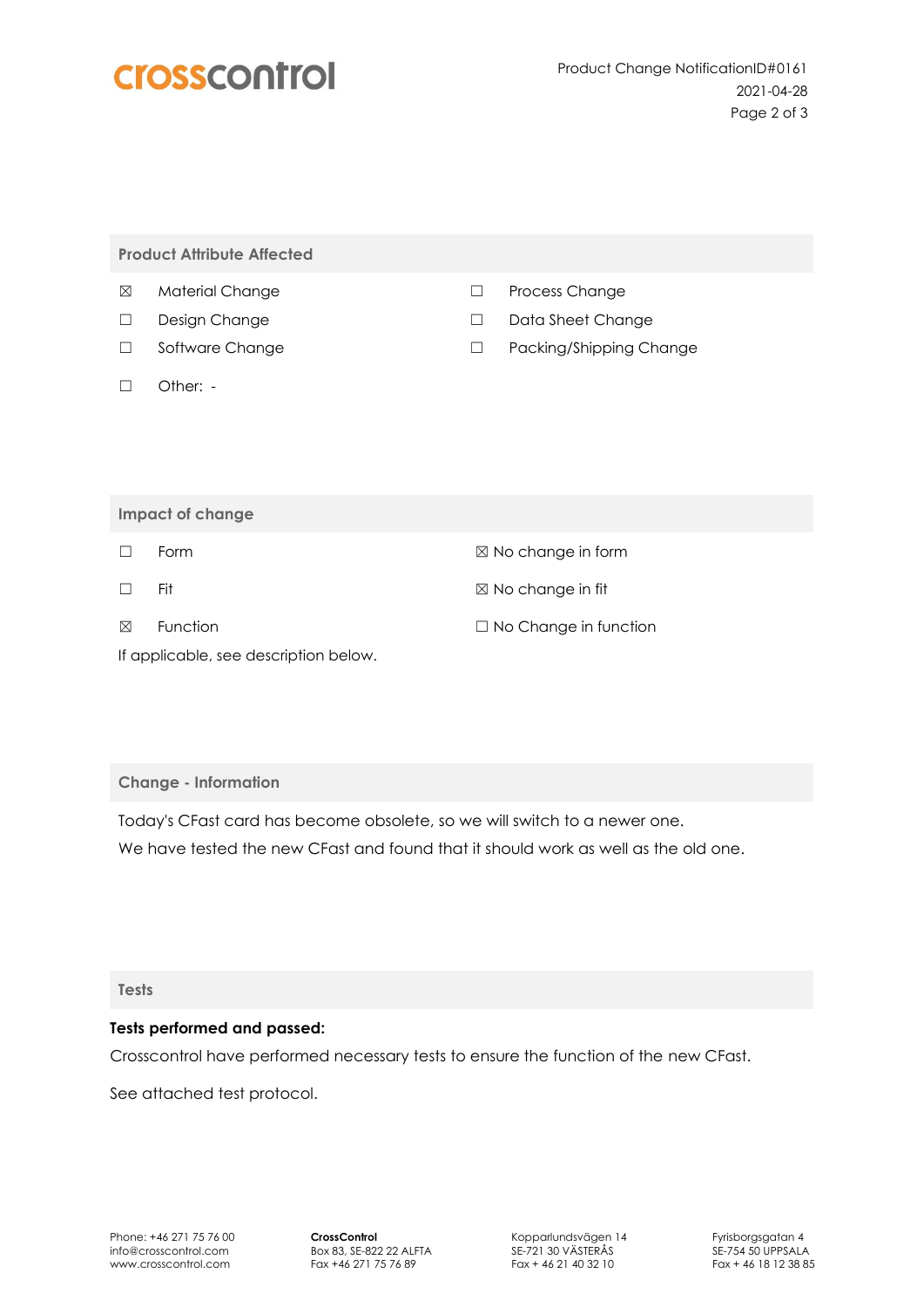## Product Attribute Affected

☒ Material Change

☐ Design Change

☐ Software Change

☐ Process Change

☐ Data Sheet Change

☐ Packing/Shipping Change

☐ Other: -

## Impact of change

☐ Form

☐ Fit

☒ Function

☒ No change in form

☒ No change in fit

☐ No Change in function

If applicable, see description below.

## Change - Information

Today's CFast card has become obsolete, so we will switch to a newer one.
We have tested the new CFast and found that it should work as well as the old one.

## Tests

**Tests performed and passed:**

Crosscontrol have performed necessary tests to ensure the function of the new CFast.

See attached test protocol.

Phone: +46 271 75 76 00
info@crosscontrol.com
www.crosscontrol.com

**CrossControl**
Box 83, SE-822 22 ALFTA
Fax +46 271 75 76 89

Kopparlundsvägen 14
SE-721 30 VÄSTERÅS
Fax + 46 21 40 32 10

Fyrisborgsgatan 4
SE-754 50 UPPSALA
Fax + 46 18 12 38 85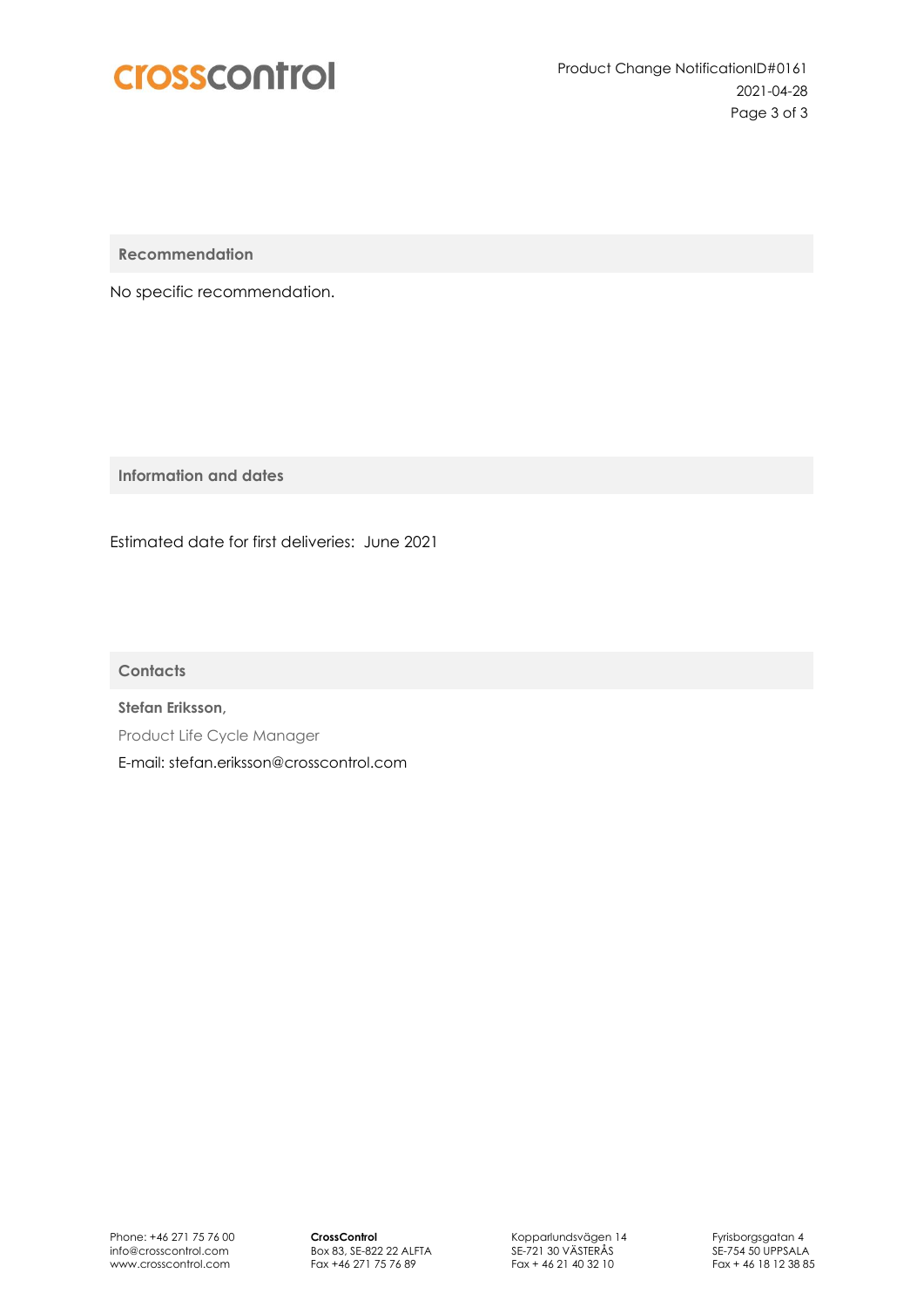## Recommendation

No specific recommendation.

## Information and dates

Estimated date for first deliveries: June 2021

## Contacts

**Stefan Eriksson,**

Product Life Cycle Manager

E-mail: stefan.eriksson@crosscontrol.com